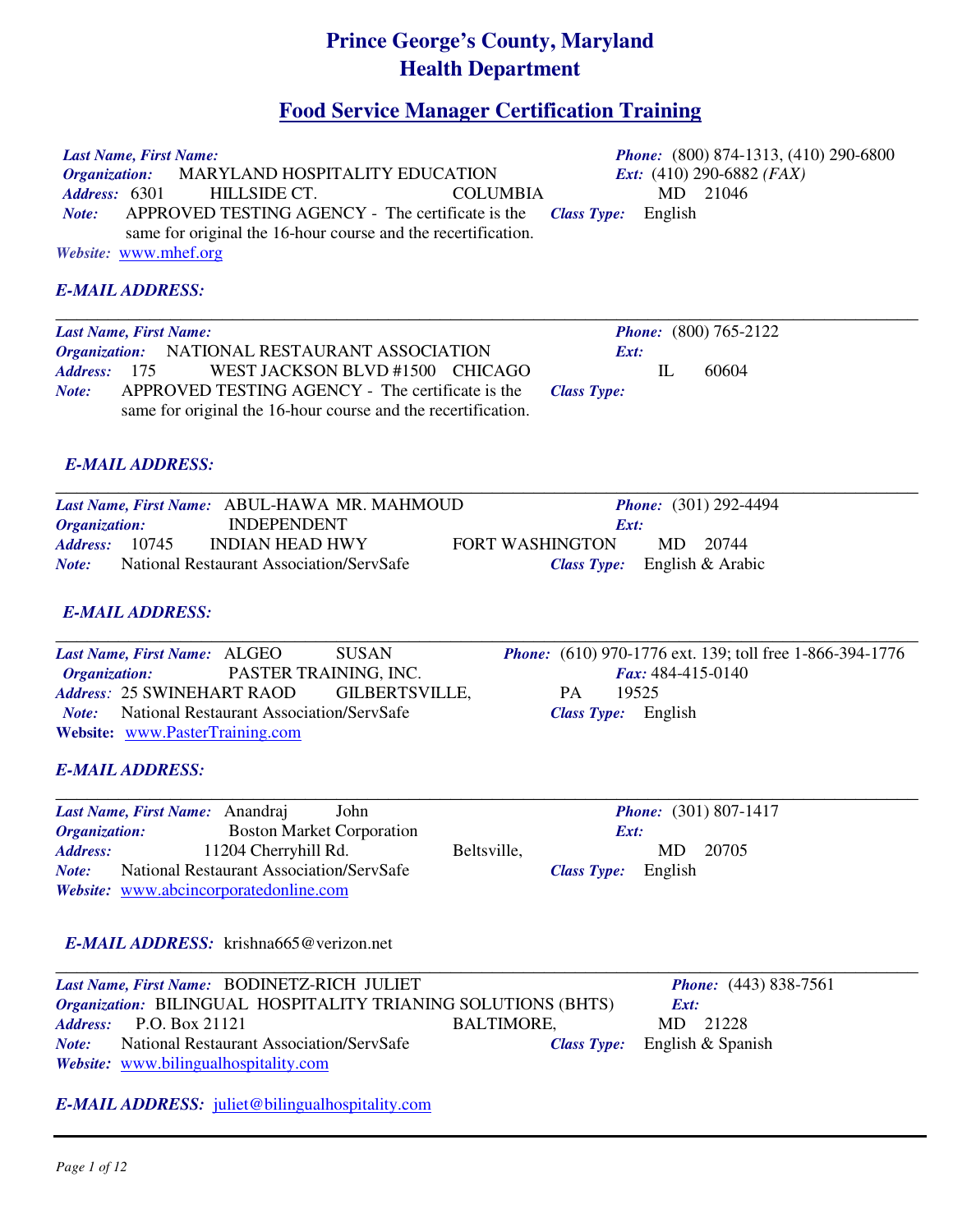# Prince George's County, Maryland
# Health Department

## Food Service Manager Certification Training

***Last Name, First Name:***
***Organization:*** MARYLAND HOSPITALITY EDUCATION
***Address:*** 6301 HILLSIDE CT. COLUMBIA MD 21046
***Note:*** APPROVED TESTING AGENCY - The certificate is the same for original the 16-hour course and the recertification.
***Website:*** www.mhef.org
***Phone:*** (800) 874-1313, (410) 290-6800
***Ext:*** (410) 290-6882 *(FAX)*
***Class Type:*** English

***E-MAIL ADDRESS:***

---

***Last Name, First Name:***
***Organization:*** NATIONAL RESTAURANT ASSOCIATION
***Address:*** 175 WEST JACKSON BLVD #1500 CHICAGO IL 60604
***Note:*** APPROVED TESTING AGENCY - The certificate is the same for original the 16-hour course and the recertification.
***Phone:*** (800) 765-2122
***Ext:***
***Class Type:***

***E-MAIL ADDRESS:***

---

***Last Name, First Name:*** ABUL-HAWA MR. MAHMOUD
***Organization:*** INDEPENDENT
***Address:*** 10745 INDIAN HEAD HWY FORT WASHINGTON MD 20744
***Note:*** National Restaurant Association/ServSafe
***Phone:*** (301) 292-4494
***Ext:***
***Class Type:*** English & Arabic

***E-MAIL ADDRESS:***

---

***Last Name, First Name:*** ALGEO SUSAN
***Organization:*** PASTER TRAINING, INC.
***Address:*** 25 SWINEHART RAOD GILBERTSVILLE, PA 19525
***Note:*** National Restaurant Association/ServSafe
**Website:** www.PasterTraining.com
***Phone:*** (610) 970-1776 ext. 139; toll free 1-866-394-1776
***Fax:*** 484-415-0140
***Class Type:*** English

***E-MAIL ADDRESS:***

---

***Last Name, First Name:*** Anandraj John
***Organization:*** Boston Market Corporation
***Address:*** 11204 Cherryhill Rd. Beltsville, MD 20705
***Note:*** National Restaurant Association/ServSafe
***Website:*** www.abcincorporatedonline.com
***Phone:*** (301) 807-1417
***Ext:***
***Class Type:*** English

***E-MAIL ADDRESS:*** krishna665@verizon.net

---

***Last Name, First Name:*** BODINETZ-RICH JULIET
***Organization:*** BILINGUAL HOSPITALITY TRIANING SOLUTIONS (BHTS)
***Address:*** P.O. Box 21121 BALTIMORE, MD 21228
***Note:*** National Restaurant Association/ServSafe
***Website:*** www.bilingualhospitality.com
***Phone:*** (443) 838-7561
***Ext:***
***Class Type:*** English & Spanish

***E-MAIL ADDRESS:*** juliet@bilingualhospitality.com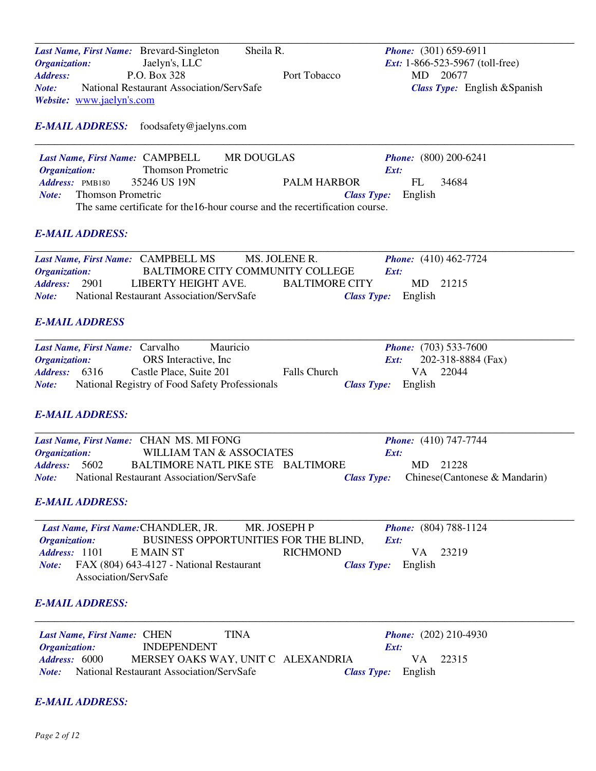---

***Last Name, First Name:*** Brevard-Singleton Sheila R.  
***Phone:*** (301) 659-6911  
***Ext:*** 1-866-523-5967 (toll-free)  
***Organization:*** Jaelyn's, LLC  
***Address:*** P.O. Box 328 Port Tobacco MD 20677  
***Note:*** National Restaurant Association/ServSafe  
***Class Type:*** English &Spanish  
***Website:*** www.jaelyn's.com

***E-MAIL ADDRESS:*** foodsafety@jaelyns.com

---

***Last Name, First Name:*** CAMPBELL MR DOUGLAS  
***Phone:*** (800) 200-6241  
***Ext:***  
***Organization:*** Thomson Prometric  
***Address:*** PMB180 35246 US 19N PALM HARBOR FL 34684  
***Note:*** Thomson Prometric  
The same certificate for the16-hour course and the recertification course.  
***Class Type:*** English

***E-MAIL ADDRESS:***

---

***Last Name, First Name:*** CAMPBELL MS MS. JOLENE R.  
***Phone:*** (410) 462-7724  
***Ext:***  
***Organization:*** BALTIMORE CITY COMMUNITY COLLEGE  
***Address:*** 2901 LIBERTY HEIGHT AVE. BALTIMORE CITY MD 21215  
***Note:*** National Restaurant Association/ServSafe  
***Class Type:*** English

***E-MAIL ADDRESS***

---

***Last Name, First Name:*** Carvalho Mauricio  
***Phone:*** (703) 533-7600  
***Ext:*** 202-318-8884 (Fax)  
***Organization:*** ORS Interactive, Inc  
***Address:*** 6316 Castle Place, Suite 201 Falls Church VA 22044  
***Note:*** National Registry of Food Safety Professionals  
***Class Type:*** English

***E-MAIL ADDRESS:***

---

***Last Name, First Name:*** CHAN MS. MI FONG  
***Phone:*** (410) 747-7744  
***Ext:***  
***Organization:*** WILLIAM TAN & ASSOCIATES  
***Address:*** 5602 BALTIMORE NATL PIKE STE BALTIMORE MD 21228  
***Note:*** National Restaurant Association/ServSafe  
***Class Type:*** Chinese(Cantonese & Mandarin)

***E-MAIL ADDRESS:***

---

***Last Name, First Name:*** CHANDLER, JR. MR. JOSEPH P  
***Phone:*** (804) 788-1124  
***Ext:***  
***Organization:*** BUSINESS OPPORTUNITIES FOR THE BLIND,  
***Address:*** 1101 E MAIN ST RICHMOND VA 23219  
***Note:*** FAX (804) 643-4127 - National Restaurant Association/ServSafe  
***Class Type:*** English

***E-MAIL ADDRESS:***

---

***Last Name, First Name:*** CHEN TINA  
***Phone:*** (202) 210-4930  
***Ext:***  
***Organization:*** INDEPENDENT  
***Address:*** 6000 MERSEY OAKS WAY, UNIT C ALEXANDRIA VA 22315  
***Note:*** National Restaurant Association/ServSafe  
***Class Type:*** English

***E-MAIL ADDRESS:***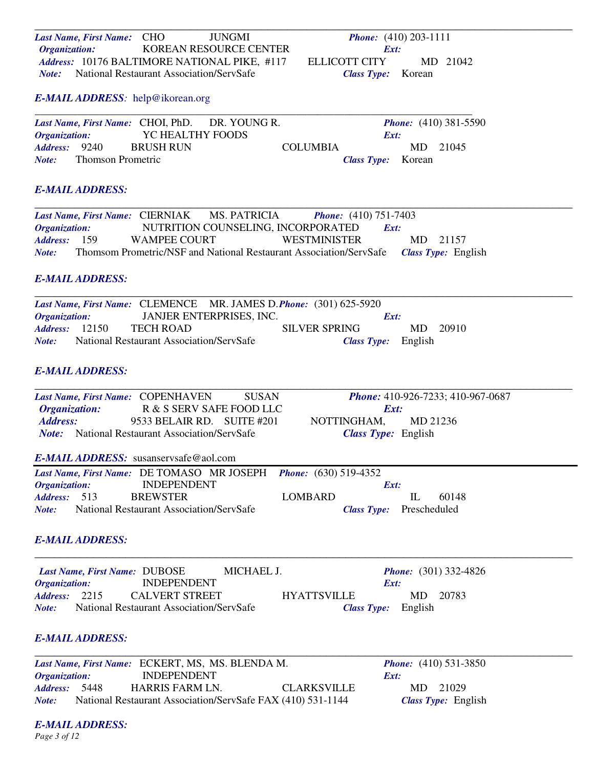---

***Last Name, First Name:*** CHO JUNGMI ***Phone:*** (410) 203-1111
***Organization:*** KOREAN RESOURCE CENTER ***Ext:***
***Address:*** 10176 BALTIMORE NATIONAL PIKE, #117 ELLICOTT CITY MD 21042
***Note:*** National Restaurant Association/ServSafe ***Class Type:*** Korean

***E-MAIL ADDRESS:*** help@ikorean.org

---

***Last Name, First Name:*** CHOI, PhD. DR. YOUNG R. ***Phone:*** (410) 381-5590
***Organization:*** YC HEALTHY FOODS ***Ext:***
***Address:*** 9240 BRUSH RUN COLUMBIA MD 21045
***Note:*** Thomson Prometric ***Class Type:*** Korean

***E-MAIL ADDRESS:***

---

***Last Name, First Name:*** CIERNIAK MS. PATRICIA ***Phone:*** (410) 751-7403
***Organization:*** NUTRITION COUNSELING, INCORPORATED ***Ext:***
***Address:*** 159 WAMPEE COURT WESTMINISTER MD 21157
***Note:*** Thomsom Prometric/NSF and National Restaurant Association/ServSafe ***Class Type:*** English

***E-MAIL ADDRESS:***

---

***Last Name, First Name:*** CLEMENCE MR. JAMES D. ***Phone:*** (301) 625-5920
***Organization:*** JANJER ENTERPRISES, INC. ***Ext:***
***Address:*** 12150 TECH ROAD SILVER SPRING MD 20910
***Note:*** National Restaurant Association/ServSafe ***Class Type:*** English

***E-MAIL ADDRESS:***

---

***Last Name, First Name:*** COPENHAVEN SUSAN ***Phone:*** 410-926-7233; 410-967-0687
***Organization:*** R & S SERV SAFE FOOD LLC ***Ext:***
***Address:*** 9533 BELAIR RD. SUITE #201 NOTTINGHAM, MD 21236
***Note:*** National Restaurant Association/ServSafe ***Class Type:*** English

***E-MAIL ADDRESS:*** susanservsafe@aol.com

---

***Last Name, First Name:*** DE TOMASO MR JOSEPH ***Phone:*** (630) 519-4352
***Organization:*** INDEPENDENT ***Ext:***
***Address:*** 513 BREWSTER LOMBARD IL 60148
***Note:*** National Restaurant Association/ServSafe ***Class Type:*** Prescheduled

***E-MAIL ADDRESS:***

---

***Last Name, First Name:*** DUBOSE MICHAEL J. ***Phone:*** (301) 332-4826
***Organization:*** INDEPENDENT ***Ext:***
***Address:*** 2215 CALVERT STREET HYATTSVILLE MD 20783
***Note:*** National Restaurant Association/ServSafe ***Class Type:*** English

***E-MAIL ADDRESS:***

---

***Last Name, First Name:*** ECKERT, MS, MS. BLENDA M. ***Phone:*** (410) 531-3850
***Organization:*** INDEPENDENT ***Ext:***
***Address:*** 5448 HARRIS FARM LN. CLARKSVILLE MD 21029
***Note:*** National Restaurant Association/ServSafe FAX (410) 531-1144 ***Class Type:*** English

***E-MAIL ADDRESS:***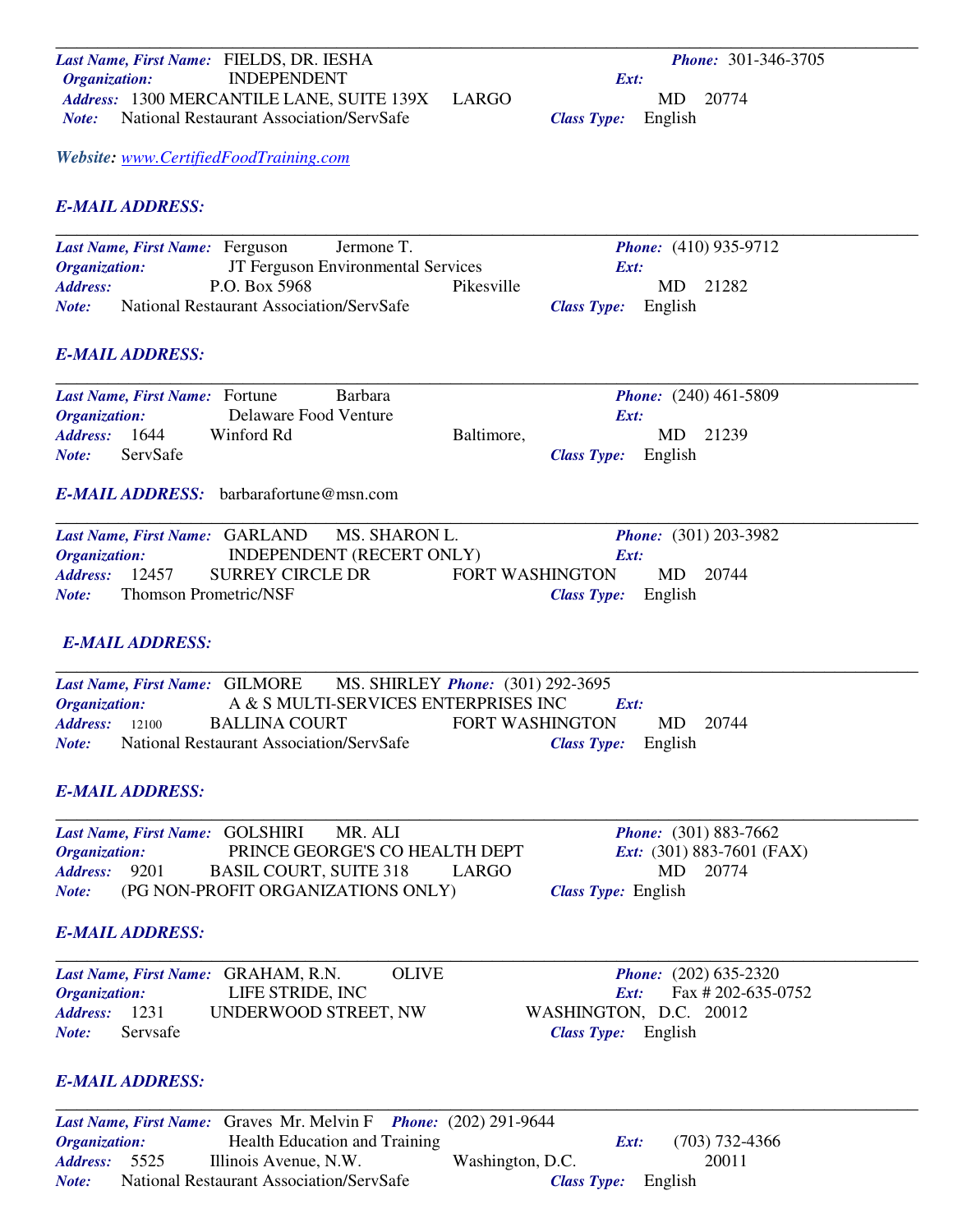---

***Last Name, First Name:*** FIELDS, DR. IESHA ***Phone:*** 301-346-3705
***Organization:*** INDEPENDENT ***Ext:***
***Address:*** 1300 MERCANTILE LANE, SUITE 139X LARGO MD 20774
***Note:*** National Restaurant Association/ServSafe ***Class Type:*** English

***Website:*** www.CertifiedFoodTraining.com

***E-MAIL ADDRESS:***

---

***Last Name, First Name:*** Ferguson Jermone T. ***Phone:*** (410) 935-9712
***Organization:*** JT Ferguson Environmental Services ***Ext:***
***Address:*** P.O. Box 5968 Pikesville MD 21282
***Note:*** National Restaurant Association/ServSafe ***Class Type:*** English

***E-MAIL ADDRESS:***

---

***Last Name, First Name:*** Fortune Barbara ***Phone:*** (240) 461-5809
***Organization:*** Delaware Food Venture ***Ext:***
***Address:*** 1644 Winford Rd Baltimore, MD 21239
***Note:*** ServSafe ***Class Type:*** English

***E-MAIL ADDRESS:*** barbarafortune@msn.com

---

***Last Name, First Name:*** GARLAND MS. SHARON L. ***Phone:*** (301) 203-3982
***Organization:*** INDEPENDENT (RECERT ONLY) ***Ext:***
***Address:*** 12457 SURREY CIRCLE DR FORT WASHINGTON MD 20744
***Note:*** Thomson Prometric/NSF ***Class Type:*** English

***E-MAIL ADDRESS:***

---

***Last Name, First Name:*** GILMORE MS. SHIRLEY ***Phone:*** (301) 292-3695
***Organization:*** A & S MULTI-SERVICES ENTERPRISES INC ***Ext:***
***Address:*** 12100 BALLINA COURT FORT WASHINGTON MD 20744
***Note:*** National Restaurant Association/ServSafe ***Class Type:*** English

***E-MAIL ADDRESS:***

---

***Last Name, First Name:*** GOLSHIRI MR. ALI ***Phone:*** (301) 883-7662
***Organization:*** PRINCE GEORGE'S CO HEALTH DEPT ***Ext:*** (301) 883-7601 (FAX)
***Address:*** 9201 BASIL COURT, SUITE 318 LARGO MD 20774
***Note:*** (PG NON-PROFIT ORGANIZATIONS ONLY) ***Class Type:*** English

***E-MAIL ADDRESS:***

---

***Last Name, First Name:*** GRAHAM, R.N. OLIVE ***Phone:*** (202) 635-2320
***Organization:*** LIFE STRIDE, INC ***Ext:*** Fax # 202-635-0752
***Address:*** 1231 UNDERWOOD STREET, NW WASHINGTON, D.C. 20012
***Note:*** Servsafe ***Class Type:*** English

***E-MAIL ADDRESS:***

---

***Last Name, First Name:*** Graves Mr. Melvin F ***Phone:*** (202) 291-9644
***Organization:*** Health Education and Training ***Ext:*** (703) 732-4366
***Address:*** 5525 Illinois Avenue, N.W. Washington, D.C. 20011
***Note:*** National Restaurant Association/ServSafe ***Class Type:*** English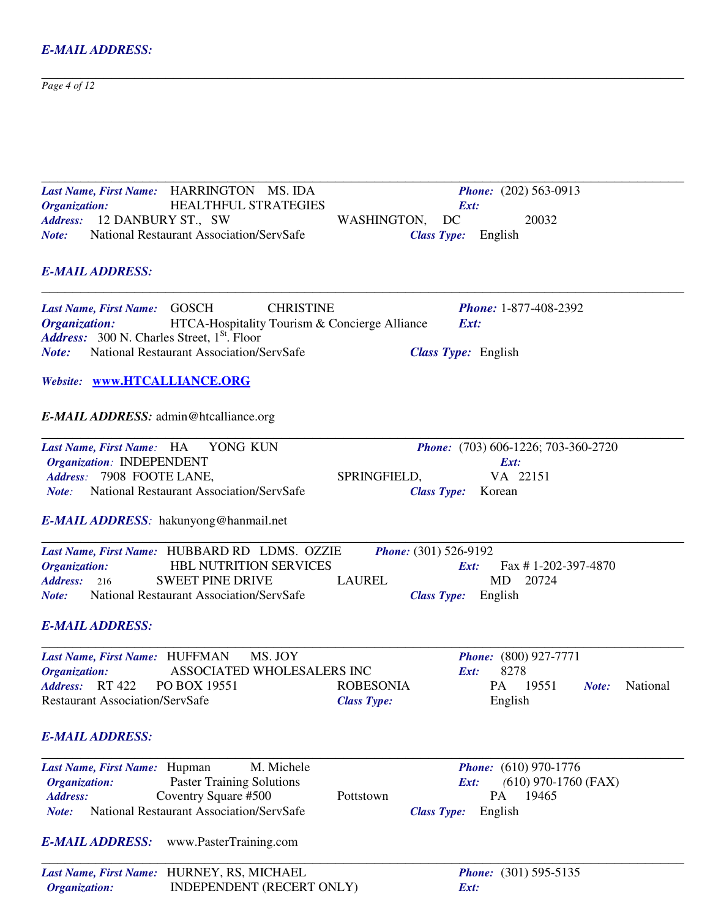***E-MAIL ADDRESS:***

---

***Last Name, First Name:*** HARRINGTON MS. IDA ***Phone:*** (202) 563-0913
***Organization:*** HEALTHFUL STRATEGIES ***Ext:***
***Address:*** 12 DANBURY ST., SW WASHINGTON, DC 20032
***Note:*** National Restaurant Association/ServSafe ***Class Type:*** English

***E-MAIL ADDRESS:***

---

***Last Name, First Name:*** GOSCH CHRISTINE ***Phone:*** 1-877-408-2392
***Organization:*** HTCA-Hospitality Tourism & Concierge Alliance ***Ext:***
***Address:*** 300 N. Charles Street, 1[St]. Floor
***Note:*** National Restaurant Association/ServSafe ***Class Type:*** English

***Website:*** **www.HTCALLIANCE.ORG**

***E-MAIL ADDRESS:*** admin@htcalliance.org

---

***Last Name, First Name:*** HA YONG KUN ***Phone:*** (703) 606-1226; 703-360-2720
***Organization:*** INDEPENDENT ***Ext:***
***Address:*** 7908 FOOTE LANE, SPRINGFIELD, VA 22151
***Note:*** National Restaurant Association/ServSafe ***Class Type:*** Korean

***E-MAIL ADDRESS:*** hakunyong@hanmail.net

---

***Last Name, First Name:*** HUBBARD RD LDMS. OZZIE ***Phone:*** (301) 526-9192
***Organization:*** HBL NUTRITION SERVICES ***Ext:*** Fax # 1-202-397-4870
***Address:*** 216 SWEET PINE DRIVE LAUREL MD 20724
***Note:*** National Restaurant Association/ServSafe ***Class Type:*** English

***E-MAIL ADDRESS:***

---

***Last Name, First Name:*** HUFFMAN MS. JOY ***Phone:*** (800) 927-7771
***Organization:*** ASSOCIATED WHOLESALERS INC ***Ext:*** 8278
***Address:*** RT 422 PO BOX 19551 ROBESONIA PA 19551 ***Note:*** National Restaurant Association/ServSafe ***Class Type:*** English

***E-MAIL ADDRESS:***

---

***Last Name, First Name:*** Hupman M. Michele ***Phone:*** (610) 970-1776
***Organization:*** Paster Training Solutions ***Ext:*** (610) 970-1760 (FAX)
***Address:*** Coventry Square #500 Pottstown PA 19465
***Note:*** National Restaurant Association/ServSafe ***Class Type:*** English

***E-MAIL ADDRESS:*** www.PasterTraining.com

---

***Last Name, First Name:*** HURNEY, RS, MICHAEL ***Phone:*** (301) 595-5135
***Organization:*** INDEPENDENT (RECERT ONLY) ***Ext:***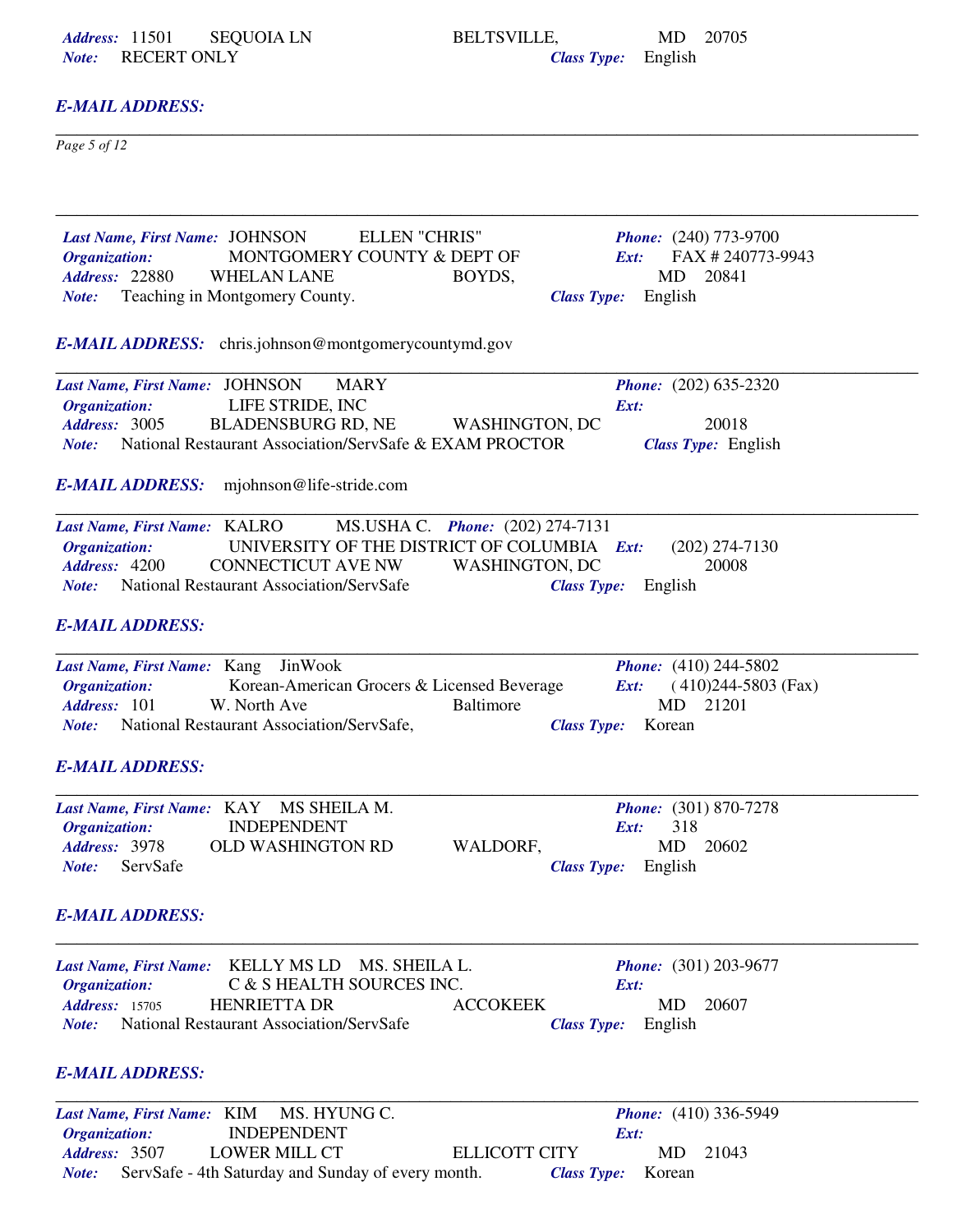***Address:*** 11501 SEQUOIA LN BELTSVILLE, MD 20705
***Note:*** RECERT ONLY ***Class Type:*** English

***E-MAIL ADDRESS:***

---

***Last Name, First Name:*** JOHNSON ELLEN "CHRIS" ***Phone:*** (240) 773-9700
***Organization:*** MONTGOMERY COUNTY & DEPT OF ***Ext:*** FAX # 240773-9943
***Address:*** 22880 WHELAN LANE BOYDS, MD 20841
***Note:*** Teaching in Montgomery County. ***Class Type:*** English

***E-MAIL ADDRESS:*** chris.johnson@montgomerycountymd.gov

---

***Last Name, First Name:*** JOHNSON MARY ***Phone:*** (202) 635-2320
***Organization:*** LIFE STRIDE, INC ***Ext:***
***Address:*** 3005 BLADENSBURG RD, NE WASHINGTON, DC 20018
***Note:*** National Restaurant Association/ServSafe & EXAM PROCTOR ***Class Type:*** English

***E-MAIL ADDRESS:*** mjohnson@life-stride.com

---

***Last Name, First Name:*** KALRO MS.USHA C. ***Phone:*** (202) 274-7131
***Organization:*** UNIVERSITY OF THE DISTRICT OF COLUMBIA ***Ext:*** (202) 274-7130
***Address:*** 4200 CONNECTICUT AVE NW WASHINGTON, DC 20008
***Note:*** National Restaurant Association/ServSafe ***Class Type:*** English

***E-MAIL ADDRESS:***

---

***Last Name, First Name:*** Kang JinWook ***Phone:*** (410) 244-5802
***Organization:*** Korean-American Grocers & Licensed Beverage ***Ext:*** (410)244-5803 (Fax)
***Address:*** 101 W. North Ave Baltimore MD 21201
***Note:*** National Restaurant Association/ServSafe, ***Class Type:*** Korean

***E-MAIL ADDRESS:***

---

***Last Name, First Name:*** KAY MS SHEILA M. ***Phone:*** (301) 870-7278
***Organization:*** INDEPENDENT ***Ext:*** 318
***Address:*** 3978 OLD WASHINGTON RD WALDORF, MD 20602
***Note:*** ServSafe ***Class Type:*** English

***E-MAIL ADDRESS:***

---

***Last Name, First Name:*** KELLY MS LD MS. SHEILA L. ***Phone:*** (301) 203-9677
***Organization:*** C & S HEALTH SOURCES INC. ***Ext:***
***Address:*** 15705 HENRIETTA DR ACCOKEEK MD 20607
***Note:*** National Restaurant Association/ServSafe ***Class Type:*** English

***E-MAIL ADDRESS:***

---

***Last Name, First Name:*** KIM MS. HYUNG C. ***Phone:*** (410) 336-5949
***Organization:*** INDEPENDENT ***Ext:***
***Address:*** 3507 LOWER MILL CT ELLICOTT CITY MD 21043
***Note:*** ServSafe - 4th Saturday and Sunday of every month. ***Class Type:*** Korean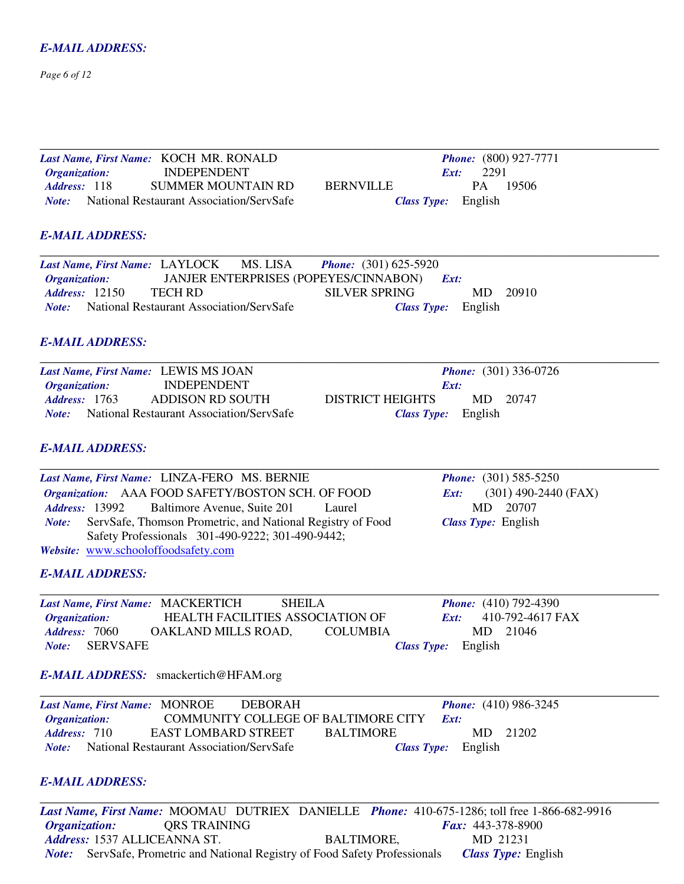***E-MAIL ADDRESS:***

---

***Last Name, First Name:*** KOCH MR. RONALD ***Phone:*** (800) 927-7771
***Organization:*** INDEPENDENT ***Ext:*** 2291
***Address:*** 118 SUMMER MOUNTAIN RD BERNVILLE PA 19506
***Note:*** National Restaurant Association/ServSafe ***Class Type:*** English

***E-MAIL ADDRESS:***

---

***Last Name, First Name:*** LAYLOCK MS. LISA ***Phone:*** (301) 625-5920
***Organization:*** JANJER ENTERPRISES (POPEYES/CINNABON) ***Ext:***
***Address:*** 12150 TECH RD SILVER SPRING MD 20910
***Note:*** National Restaurant Association/ServSafe ***Class Type:*** English

***E-MAIL ADDRESS:***

---

***Last Name, First Name:*** LEWIS MS JOAN ***Phone:*** (301) 336-0726
***Organization:*** INDEPENDENT ***Ext:***
***Address:*** 1763 ADDISON RD SOUTH DISTRICT HEIGHTS MD 20747
***Note:*** National Restaurant Association/ServSafe ***Class Type:*** English

***E-MAIL ADDRESS:***

---

***Last Name, First Name:*** LINZA-FERO MS. BERNIE ***Phone:*** (301) 585-5250
***Organization:*** AAA FOOD SAFETY/BOSTON SCH. OF FOOD ***Ext:*** (301) 490-2440 (FAX)
***Address:*** 13992 Baltimore Avenue, Suite 201 Laurel MD 20707
***Note:*** ServSafe, Thomson Prometric, and National Registry of Food Safety Professionals 301-490-9222; 301-490-9442; ***Class Type:*** English
***Website:*** www.schooloffoodsafety.com

***E-MAIL ADDRESS:***

---

***Last Name, First Name:*** MACKERTICH SHEILA ***Phone:*** (410) 792-4390
***Organization:*** HEALTH FACILITIES ASSOCIATION OF ***Ext:*** 410-792-4617 FAX
***Address:*** 7060 OAKLAND MILLS ROAD, COLUMBIA MD 21046
***Note:*** SERVSAFE ***Class Type:*** English

***E-MAIL ADDRESS:*** smackertich@HFAM.org

---

***Last Name, First Name:*** MONROE DEBORAH ***Phone:*** (410) 986-3245
***Organization:*** COMMUNITY COLLEGE OF BALTIMORE CITY ***Ext:***
***Address:*** 710 EAST LOMBARD STREET BALTIMORE MD 21202
***Note:*** National Restaurant Association/ServSafe ***Class Type:*** English

***E-MAIL ADDRESS:***

---

***Last Name, First Name:*** MOOMAU DUTRIEX DANIELLE ***Phone:*** 410-675-1286; toll free 1-866-682-9916
***Organization:*** QRS TRAINING ***Fax:*** 443-378-8900
***Address:*** 1537 ALLICEANNA ST. BALTIMORE, MD 21231
***Note:*** ServSafe, Prometric and National Registry of Food Safety Professionals ***Class Type:*** English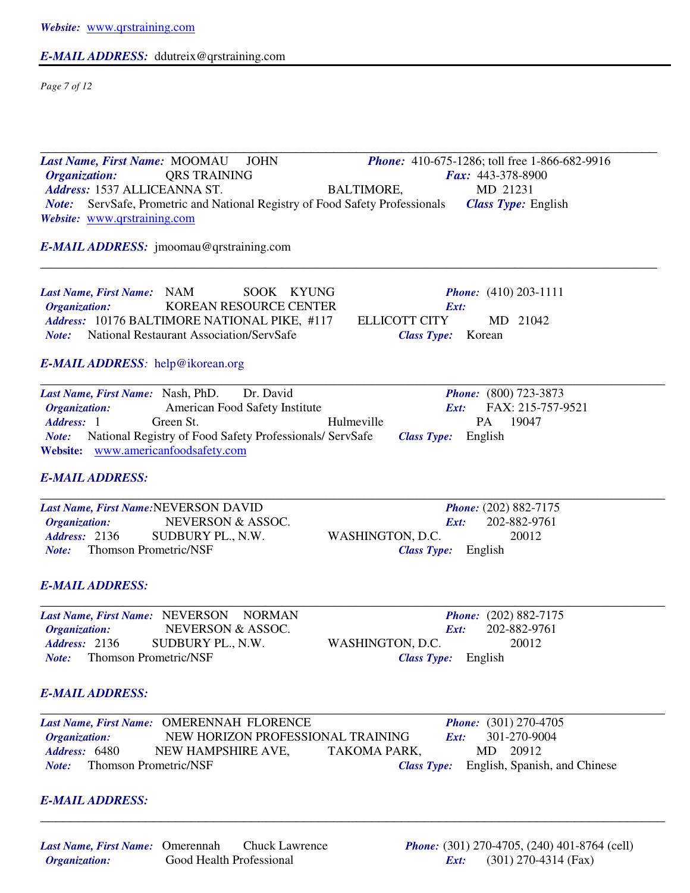*Website:* www.qrstraining.com

***E-MAIL ADDRESS:*** ddutreix@qrstraining.com

---

***Last Name, First Name:*** MOOMAU JOHN ***Phone:*** 410-675-1286; toll free 1-866-682-9916
***Organization:*** QRS TRAINING ***Fax:*** 443-378-8900
***Address:*** 1537 ALLICEANNA ST. BALTIMORE, MD 21231
***Note:*** ServSafe, Prometric and National Registry of Food Safety Professionals ***Class Type:*** English
*Website:* www.qrstraining.com

***E-MAIL ADDRESS:*** jmoomau@qrstraining.com

---

***Last Name, First Name:*** NAM SOOK KYUNG ***Phone:*** (410) 203-1111
***Organization:*** KOREAN RESOURCE CENTER ***Ext:***
***Address:*** 10176 BALTIMORE NATIONAL PIKE, #117 ELLICOTT CITY MD 21042
***Note:*** National Restaurant Association/ServSafe ***Class Type:*** Korean

***E-MAIL ADDRESS***: help@ikorean.org

---

***Last Name, First Name:*** Nash, PhD. Dr. David ***Phone:*** (800) 723-3873
***Organization:*** American Food Safety Institute ***Ext:*** FAX: 215-757-9521
***Address:*** 1 Green St. Hulmeville PA 19047
***Note:*** National Registry of Food Safety Professionals/ ServSafe ***Class Type:*** English
**Website:** www.americanfoodsafety.com

***E-MAIL ADDRESS:***

---

***Last Name, First Name:***NEVERSON DAVID ***Phone:*** (202) 882-7175
***Organization:*** NEVERSON & ASSOC. ***Ext:*** 202-882-9761
***Address:*** 2136 SUDBURY PL., N.W. WASHINGTON, D.C. 20012
***Note:*** Thomson Prometric/NSF ***Class Type:*** English

***E-MAIL ADDRESS:***

---

***Last Name, First Name:*** NEVERSON NORMAN ***Phone:*** (202) 882-7175
***Organization:*** NEVERSON & ASSOC. ***Ext:*** 202-882-9761
***Address:*** 2136 SUDBURY PL., N.W. WASHINGTON, D.C. 20012
***Note:*** Thomson Prometric/NSF ***Class Type:*** English

***E-MAIL ADDRESS:***

---

***Last Name, First Name:*** OMERENNAH FLORENCE ***Phone:*** (301) 270-4705
***Organization:*** NEW HORIZON PROFESSIONAL TRAINING ***Ext:*** 301-270-9004
***Address:*** 6480 NEW HAMPSHIRE AVE, TAKOMA PARK, MD 20912
***Note:*** Thomson Prometric/NSF ***Class Type:*** English, Spanish, and Chinese

***E-MAIL ADDRESS:***

---

***Last Name, First Name:*** Omerennah Chuck Lawrence ***Phone:*** (301) 270-4705, (240) 401-8764 (cell)
***Organization:*** Good Health Professional ***Ext:*** (301) 270-4314 (Fax)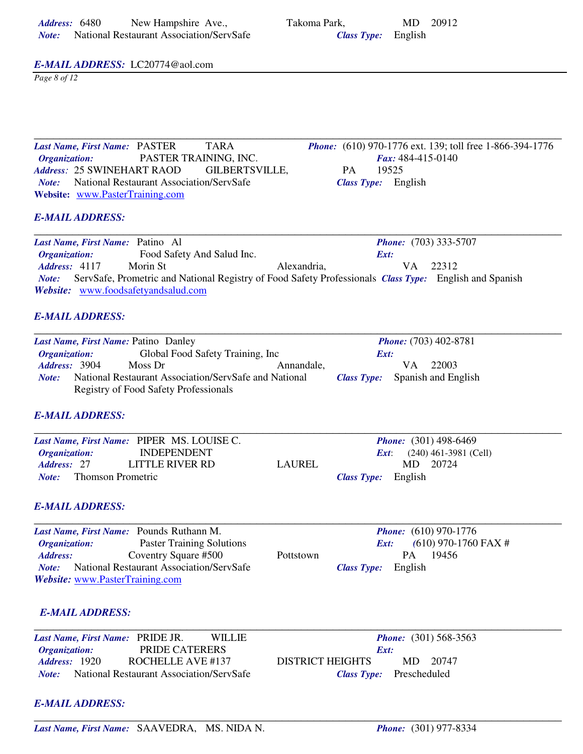*Address:* 6480 New Hampshire Ave., Takoma Park, MD 20912
*Note:* National Restaurant Association/ServSafe *Class Type:* English

***E-MAIL ADDRESS:*** LC20774@aol.com

---

***Last Name, First Name:*** PASTER TARA ***Phone:*** (610) 970-1776 ext. 139; toll free 1-866-394-1776
***Organization:*** PASTER TRAINING, INC. ***Fax:*** 484-415-0140
***Address:*** 25 SWINEHART RAOD GILBERTSVILLE, PA 19525
***Note:*** National Restaurant Association/ServSafe ***Class Type:*** English
**Website:** www.PasterTraining.com

***E-MAIL ADDRESS:***

---

***Last Name, First Name:*** Patino Al ***Phone:*** (703) 333-5707
***Organization:*** Food Safety And Salud Inc. ***Ext:***
***Address:*** 4117 Morin St Alexandria, VA 22312
***Note:*** ServSafe, Prometric and National Registry of Food Safety Professionals ***Class Type:*** English and Spanish
***Website:*** www.foodsafetyandsalud.com

***E-MAIL ADDRESS:***

---

***Last Name, First Name:*** Patino Danley ***Phone:*** (703) 402-8781
***Organization:*** Global Food Safety Training, Inc ***Ext:***
***Address:*** 3904 Moss Dr Annandale, VA 22003
***Note:*** National Restaurant Association/ServSafe and National Registry of Food Safety Professionals ***Class Type:*** Spanish and English

***E-MAIL ADDRESS:***

---

***Last Name, First Name:*** PIPER MS. LOUISE C. ***Phone:*** (301) 498-6469
***Organization:*** INDEPENDENT ***Ext:*** (240) 461-3981 (Cell)
***Address:*** 27 LITTLE RIVER RD LAUREL MD 20724
***Note:*** Thomson Prometric ***Class Type:*** English

***E-MAIL ADDRESS:***

---

***Last Name, First Name:*** Pounds Ruthann M. ***Phone:*** (610) 970-1776
***Organization:*** Paster Training Solutions ***Ext:*** (610) 970-1760 FAX #
***Address:*** Coventry Square #500 Pottstown PA 19456
***Note:*** National Restaurant Association/ServSafe ***Class Type:*** English
***Website:*** www.PasterTraining.com

***E-MAIL ADDRESS:***

---

***Last Name, First Name:*** PRIDE JR. WILLIE ***Phone:*** (301) 568-3563
***Organization:*** PRIDE CATERERS ***Ext:***
***Address:*** 1920 ROCHELLE AVE #137 DISTRICT HEIGHTS MD 20747
***Note:*** National Restaurant Association/ServSafe ***Class Type:*** Prescheduled

***E-MAIL ADDRESS:***

---

***Last Name, First Name:*** SAAVEDRA, MS. NIDA N. ***Phone:*** (301) 977-8334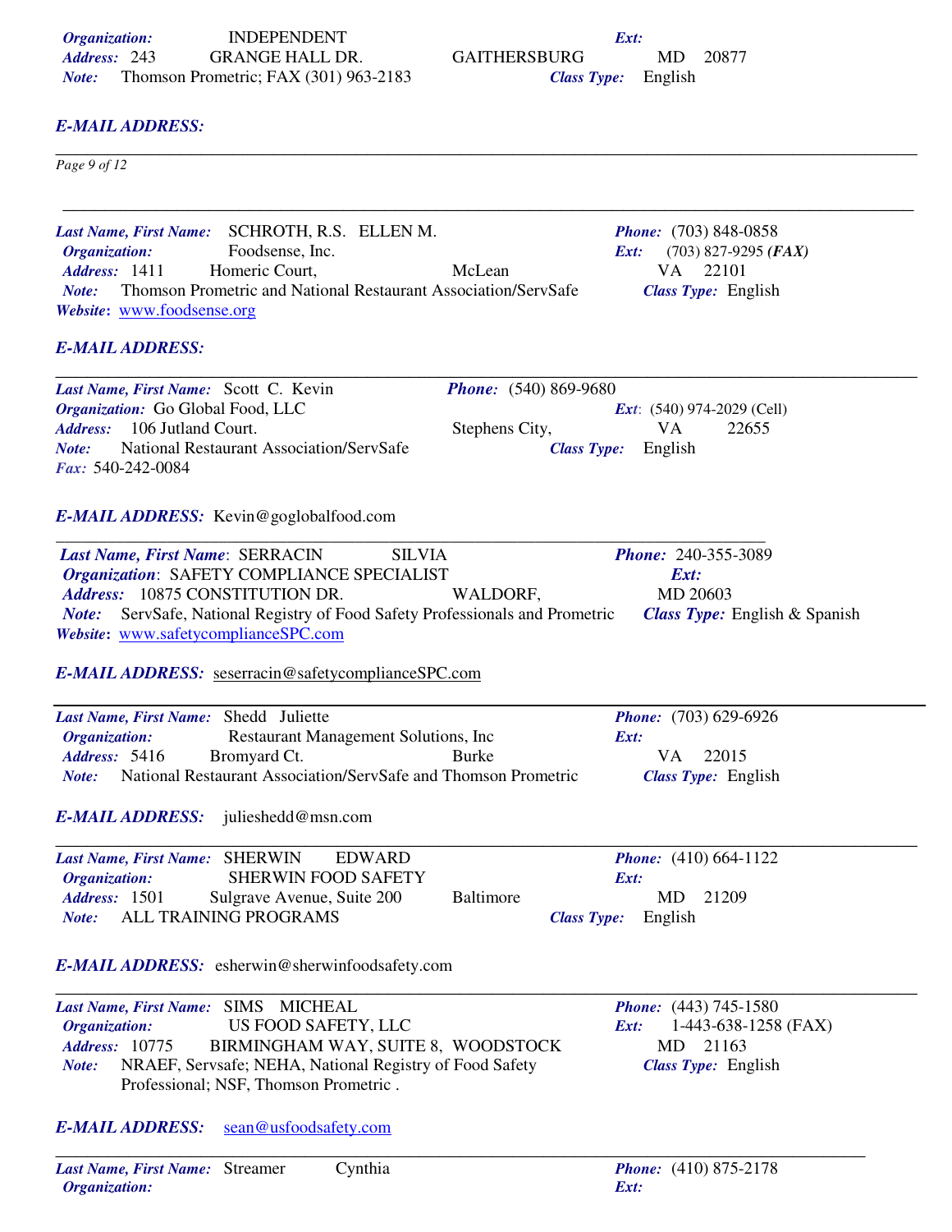***Organization:*** INDEPENDENT ***Ext:***
***Address:*** 243 GRANGE HALL DR. GAITHERSBURG MD 20877
***Note:*** Thomson Prometric; FAX (301) 963-2183 ***Class Type:*** English

***E-MAIL ADDRESS:***

---

***Last Name, First Name:*** SCHROTH, R.S. ELLEN M. ***Phone:*** (703) 848-0858
***Organization:*** Foodsense, Inc. ***Ext:*** (703) 827-9295 ***(FAX)***
***Address:*** 1411 Homeric Court, McLean VA 22101
***Note:*** Thomson Prometric and National Restaurant Association/ServSafe ***Class Type:*** English
***Website:*** www.foodsense.org

***E-MAIL ADDRESS:***

---

***Last Name, First Name:*** Scott C. Kevin ***Phone:*** (540) 869-9680
***Organization:*** Go Global Food, LLC ***Ext:*** (540) 974-2029 (Cell)
***Address:*** 106 Jutland Court. Stephens City, VA 22655
***Note:*** National Restaurant Association/ServSafe ***Class Type:*** English
***Fax:*** 540-242-0084

***E-MAIL ADDRESS:*** Kevin@goglobalfood.com

---

***Last Name, First Name:*** SERRACIN SILVIA ***Phone:*** 240-355-3089
***Organization:*** SAFETY COMPLIANCE SPECIALIST ***Ext:***
***Address:*** 10875 CONSTITUTION DR. WALDORF, MD 20603
***Note:*** ServSafe, National Registry of Food Safety Professionals and Prometric ***Class Type:*** English & Spanish
***Website:*** www.safetycomplianceSPC.com

***E-MAIL ADDRESS:*** seserracin@safetycomplianceSPC.com

---

***Last Name, First Name:*** Shedd Juliette ***Phone:*** (703) 629-6926
***Organization:*** Restaurant Management Solutions, Inc ***Ext:***
***Address:*** 5416 Bromyard Ct. Burke VA 22015
***Note:*** National Restaurant Association/ServSafe and Thomson Prometric ***Class Type:*** English

***E-MAIL ADDRESS:*** julieshedd@msn.com

---

***Last Name, First Name:*** SHERWIN EDWARD ***Phone:*** (410) 664-1122
***Organization:*** SHERWIN FOOD SAFETY ***Ext:***
***Address:*** 1501 Sulgrave Avenue, Suite 200 Baltimore MD 21209
***Note:*** ALL TRAINING PROGRAMS ***Class Type:*** English

***E-MAIL ADDRESS:*** esherwin@sherwinfoodsafety.com

---

***Last Name, First Name:*** SIMS MICHEAL ***Phone:*** (443) 745-1580
***Organization:*** US FOOD SAFETY, LLC ***Ext:*** 1-443-638-1258 (FAX)
***Address:*** 10775 BIRMINGHAM WAY, SUITE 8, WOODSTOCK MD 21163
***Note:*** NRAEF, Servsafe; NEHA, National Registry of Food Safety Professional; NSF, Thomson Prometric . ***Class Type:*** English

***E-MAIL ADDRESS:*** sean@usfoodsafety.com

---

***Last Name, First Name:*** Streamer Cynthia ***Phone:*** (410) 875-2178
***Organization:*** ***Ext:***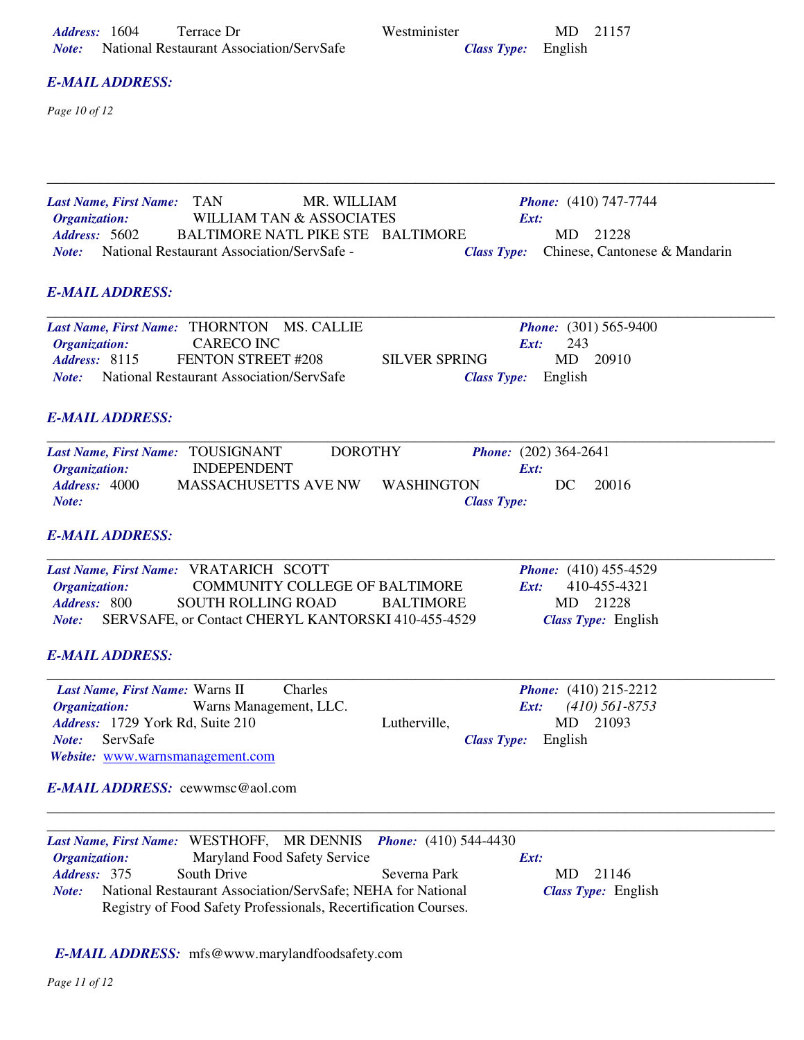***Address:*** 1604 Terrace Dr Westminister MD 21157
***Note:*** National Restaurant Association/ServSafe ***Class Type:*** English

***E-MAIL ADDRESS:***

---

***Last Name, First Name:*** TAN MR. WILLIAM ***Phone:*** (410) 747-7744
***Organization:*** WILLIAM TAN & ASSOCIATES ***Ext:***
***Address:*** 5602 BALTIMORE NATL PIKE STE BALTIMORE MD 21228
***Note:*** National Restaurant Association/ServSafe - ***Class Type:*** Chinese, Cantonese & Mandarin

***E-MAIL ADDRESS:***

---

***Last Name, First Name:*** THORNTON MS. CALLIE ***Phone:*** (301) 565-9400
***Organization:*** CARECO INC ***Ext:*** 243
***Address:*** 8115 FENTON STREET #208 SILVER SPRING MD 20910
***Note:*** National Restaurant Association/ServSafe ***Class Type:*** English

***E-MAIL ADDRESS:***

---

***Last Name, First Name:*** TOUSIGNANT DOROTHY ***Phone:*** (202) 364-2641
***Organization:*** INDEPENDENT ***Ext:***
***Address:*** 4000 MASSACHUSETTS AVE NW WASHINGTON DC 20016
***Note:*** ***Class Type:***

***E-MAIL ADDRESS:***

---

***Last Name, First Name:*** VRATARICH SCOTT ***Phone:*** (410) 455-4529
***Organization:*** COMMUNITY COLLEGE OF BALTIMORE ***Ext:*** 410-455-4321
***Address:*** 800 SOUTH ROLLING ROAD BALTIMORE MD 21228
***Note:*** SERVSAFE, or Contact CHERYL KANTORSKI 410-455-4529 ***Class Type:*** English

***E-MAIL ADDRESS:***

---

***Last Name, First Name:*** Warns II Charles ***Phone:*** (410) 215-2212
***Organization:*** Warns Management, LLC. ***Ext:*** *(410) 561-8753*
***Address:*** 1729 York Rd, Suite 210 Lutherville, MD 21093
***Note:*** ServSafe ***Class Type:*** English
***Website:*** www.warnsmanagement.com

***E-MAIL ADDRESS:*** cewwmsc@aol.com

---

***Last Name, First Name:*** WESTHOFF, MR DENNIS ***Phone:*** (410) 544-4430
***Organization:*** Maryland Food Safety Service ***Ext:***
***Address:*** 375 South Drive Severna Park MD 21146
***Note:*** National Restaurant Association/ServSafe; NEHA for National Registry of Food Safety Professionals, Recertification Courses. ***Class Type:*** English

***E-MAIL ADDRESS:*** mfs@www.marylandfoodsafety.com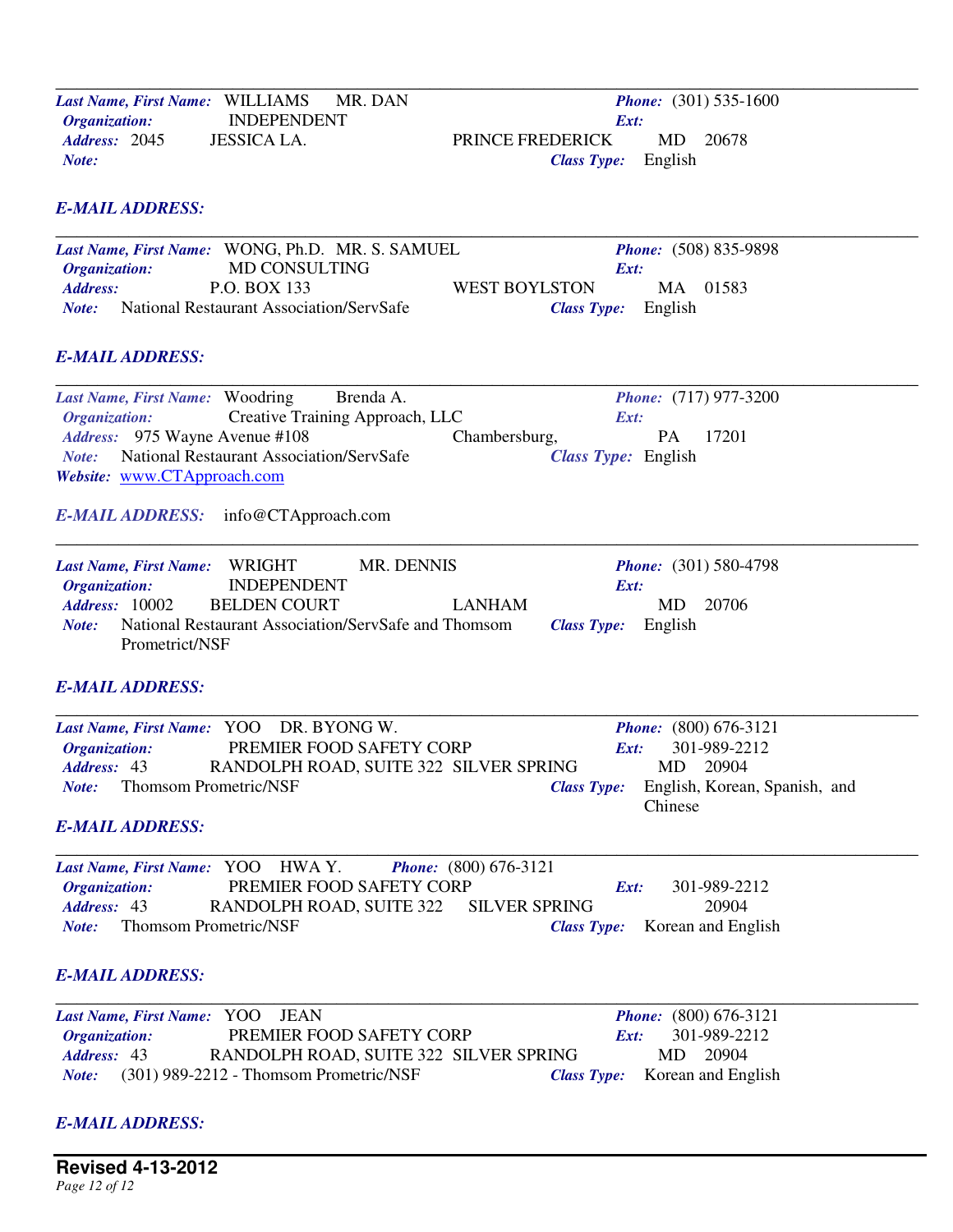---

***Last Name, First Name:*** WILLIAMS MR. DAN — ***Phone:*** (301) 535-1600
***Organization:*** INDEPENDENT — ***Ext:***
***Address:*** 2045 JESSICA LA. PRINCE FREDERICK MD 20678
***Note:*** — ***Class Type:*** English

***E-MAIL ADDRESS:***

---

***Last Name, First Name:*** WONG, Ph.D. MR. S. SAMUEL — ***Phone:*** (508) 835-9898
***Organization:*** MD CONSULTING — ***Ext:***
***Address:*** P.O. BOX 133 WEST BOYLSTON MA 01583
***Note:*** National Restaurant Association/ServSafe — ***Class Type:*** English

***E-MAIL ADDRESS:***

---

***Last Name, First Name:*** Woodring Brenda A. — ***Phone:*** (717) 977-3200
***Organization:*** Creative Training Approach, LLC — ***Ext:***
***Address:*** 975 Wayne Avenue #108 Chambersburg, PA 17201
***Note:*** National Restaurant Association/ServSafe — ***Class Type:*** English
***Website:*** www.CTApproach.com

***E-MAIL ADDRESS:*** info@CTApproach.com

---

***Last Name, First Name:*** WRIGHT MR. DENNIS — ***Phone:*** (301) 580-4798
***Organization:*** INDEPENDENT — ***Ext:***
***Address:*** 10002 BELDEN COURT LANHAM MD 20706
***Note:*** National Restaurant Association/ServSafe and Thomsom Prometrict/NSF — ***Class Type:*** English

***E-MAIL ADDRESS:***

---

***Last Name, First Name:*** YOO DR. BYONG W. — ***Phone:*** (800) 676-3121
***Organization:*** PREMIER FOOD SAFETY CORP — ***Ext:*** 301-989-2212
***Address:*** 43 RANDOLPH ROAD, SUITE 322 SILVER SPRING MD 20904
***Note:*** Thomsom Prometric/NSF — ***Class Type:*** English, Korean, Spanish, and Chinese

***E-MAIL ADDRESS:***

---

***Last Name, First Name:*** YOO HWA Y. ***Phone:*** (800) 676-3121
***Organization:*** PREMIER FOOD SAFETY CORP — ***Ext:*** 301-989-2212
***Address:*** 43 RANDOLPH ROAD, SUITE 322 SILVER SPRING 20904
***Note:*** Thomsom Prometric/NSF — ***Class Type:*** Korean and English

***E-MAIL ADDRESS:***

---

***Last Name, First Name:*** YOO JEAN — ***Phone:*** (800) 676-3121
***Organization:*** PREMIER FOOD SAFETY CORP — ***Ext:*** 301-989-2212
***Address:*** 43 RANDOLPH ROAD, SUITE 322 SILVER SPRING MD 20904
***Note:*** (301) 989-2212 - Thomsom Prometric/NSF — ***Class Type:*** Korean and English

***E-MAIL ADDRESS:***

---

**Revised 4-13-2012**